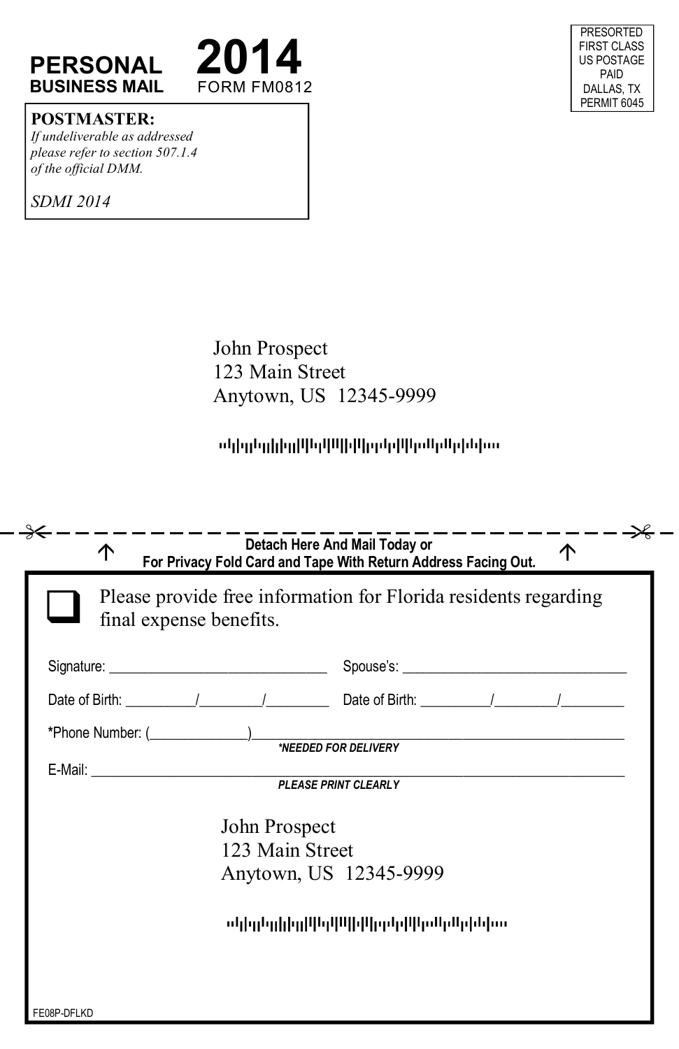**PERSONAL**
**BUSINESS MAIL**

# 2014

FORM FM0812

PRESORTED
FIRST CLASS
US POSTAGE
PAID
DALLAS, TX
PERMIT 6045

**POSTMASTER:**
*If undeliverable as addressed please refer to section 507.1.4 of the official DMM.*

*SDMI 2014*

John Prospect
123 Main Street
Anytown, US 12345-9999

---

**Detach Here And Mail Today or**
**For Privacy Fold Card and Tape With Return Address Facing Out.**

☐ Please provide free information for Florida residents regarding final expense benefits.

Signature: ______________________________ Spouse's: ______________________________

Date of Birth: _________/________/________ Date of Birth: _________/________/________

***Phone Number:** (_____________)____________________________________________

***NEEDED FOR DELIVERY***

E-Mail: ______________________________________________________________

***PLEASE PRINT CLEARLY***

John Prospect
123 Main Street
Anytown, US 12345-9999

FE08P-DFLKD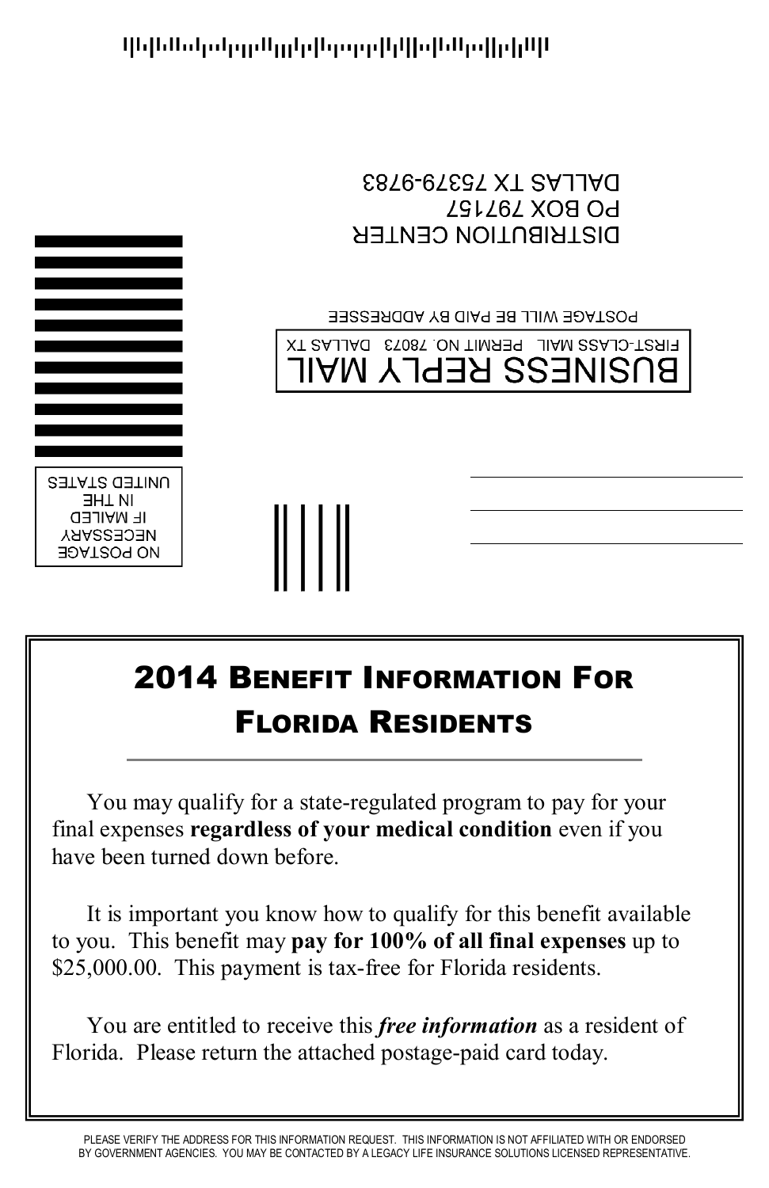DISTRIBUTION CENTER
PO BOX 797157
DALLAS TX 75379-9783

POSTAGE WILL BE PAID BY ADDRESSEE

**BUSINESS REPLY MAIL**
FIRST-CLASS MAIL PERMIT NO. 78073 DALLAS TX

NO POSTAGE NECESSARY IF MAILED IN THE UNITED STATES

# 2014 Benefit Information For Florida Residents

You may qualify for a state-regulated program to pay for your final expenses **regardless of your medical condition** even if you have been turned down before.

It is important you know how to qualify for this benefit available to you. This benefit may **pay for 100% of all final expenses** up to $25,000.00. This payment is tax-free for Florida residents.

You are entitled to receive this ***free information*** as a resident of Florida. Please return the attached postage-paid card today.

PLEASE VERIFY THE ADDRESS FOR THIS INFORMATION REQUEST. THIS INFORMATION IS NOT AFFILIATED WITH OR ENDORSED BY GOVERNMENT AGENCIES. YOU MAY BE CONTACTED BY A LEGACY LIFE INSURANCE SOLUTIONS LICENSED REPRESENTATIVE.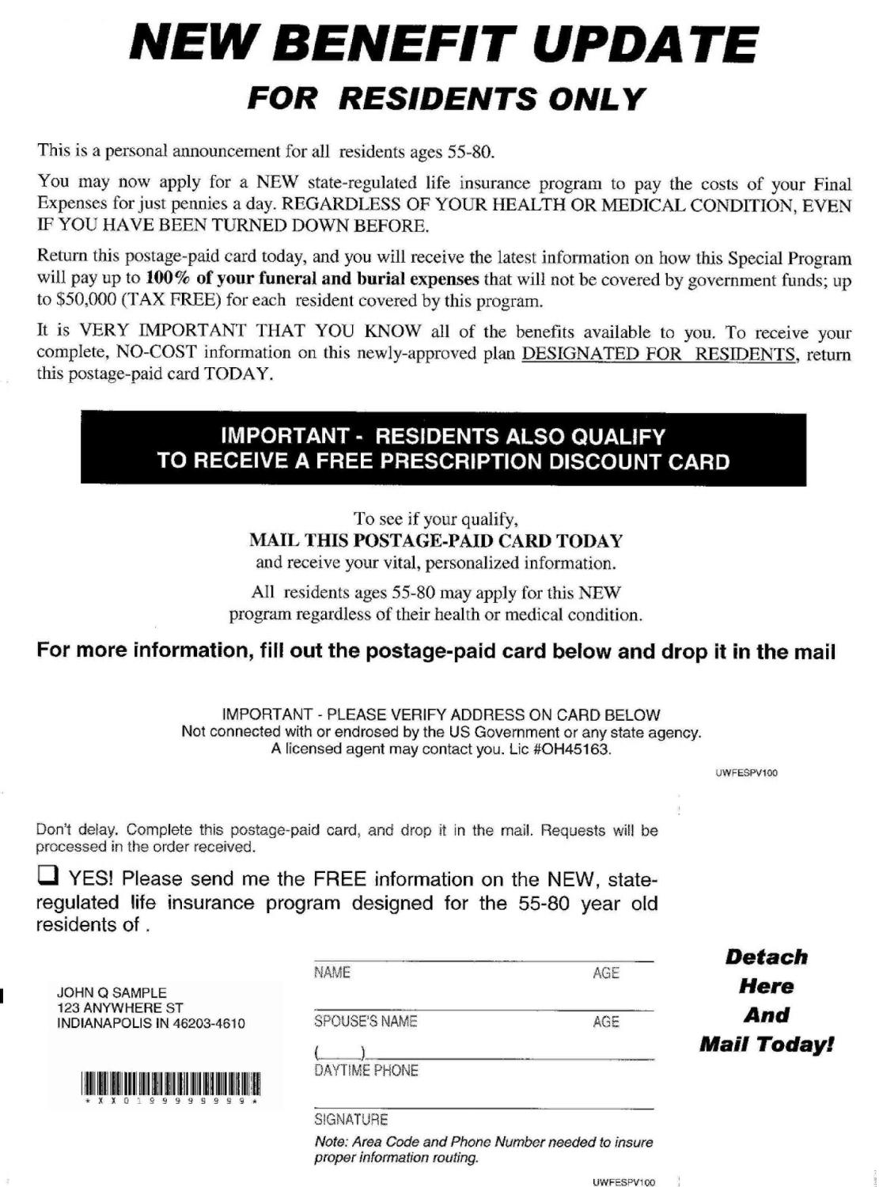# NEW BENEFIT UPDATE

## FOR RESIDENTS ONLY

This is a personal announcement for all residents ages 55-80.

You may now apply for a NEW state-regulated life insurance program to pay the costs of your Final Expenses for just pennies a day. REGARDLESS OF YOUR HEALTH OR MEDICAL CONDITION, EVEN IF YOU HAVE BEEN TURNED DOWN BEFORE.

Return this postage-paid card today, and you will receive the latest information on how this Special Program will pay up to **100% of your funeral and burial expenses** that will not be covered by government funds; up to $50,000 (TAX FREE) for each resident covered by this program.

It is VERY IMPORTANT THAT YOU KNOW all of the benefits available to you. To receive your complete, NO-COST information on this newly-approved plan DESIGNATED FOR RESIDENTS, return this postage-paid card TODAY.

**IMPORTANT - RESIDENTS ALSO QUALIFY TO RECEIVE A FREE PRESCRIPTION DISCOUNT CARD**

To see if your qualify,
**MAIL THIS POSTAGE-PAID CARD TODAY**
and receive your vital, personalized information.

All residents ages 55-80 may apply for this NEW program regardless of their health or medical condition.

**For more information, fill out the postage-paid card below and drop it in the mail**

IMPORTANT - PLEASE VERIFY ADDRESS ON CARD BELOW
Not connected with or endrosed by the US Government or any state agency.
A licensed agent may contact you. Lic #OH45163.

UWFESPV100

Don't delay. Complete this postage-paid card, and drop it in the mail. Requests will be processed in the order received.

☐ YES! Please send me the FREE information on the NEW, state-regulated life insurance program designed for the 55-80 year old residents of .

JOHN Q SAMPLE
123 ANYWHERE ST
INDIANAPOLIS IN 46203-4610

\*XX0199999999\*

NAME ______________________ AGE ______

SPOUSE'S NAME ______________________ AGE ______

(\_\_\_\_) ______________________
DAYTIME PHONE

______________________
SIGNATURE

*Note: Area Code and Phone Number needed to insure proper information routing.*

***Detach Here And Mail Today!***

UWFESPV100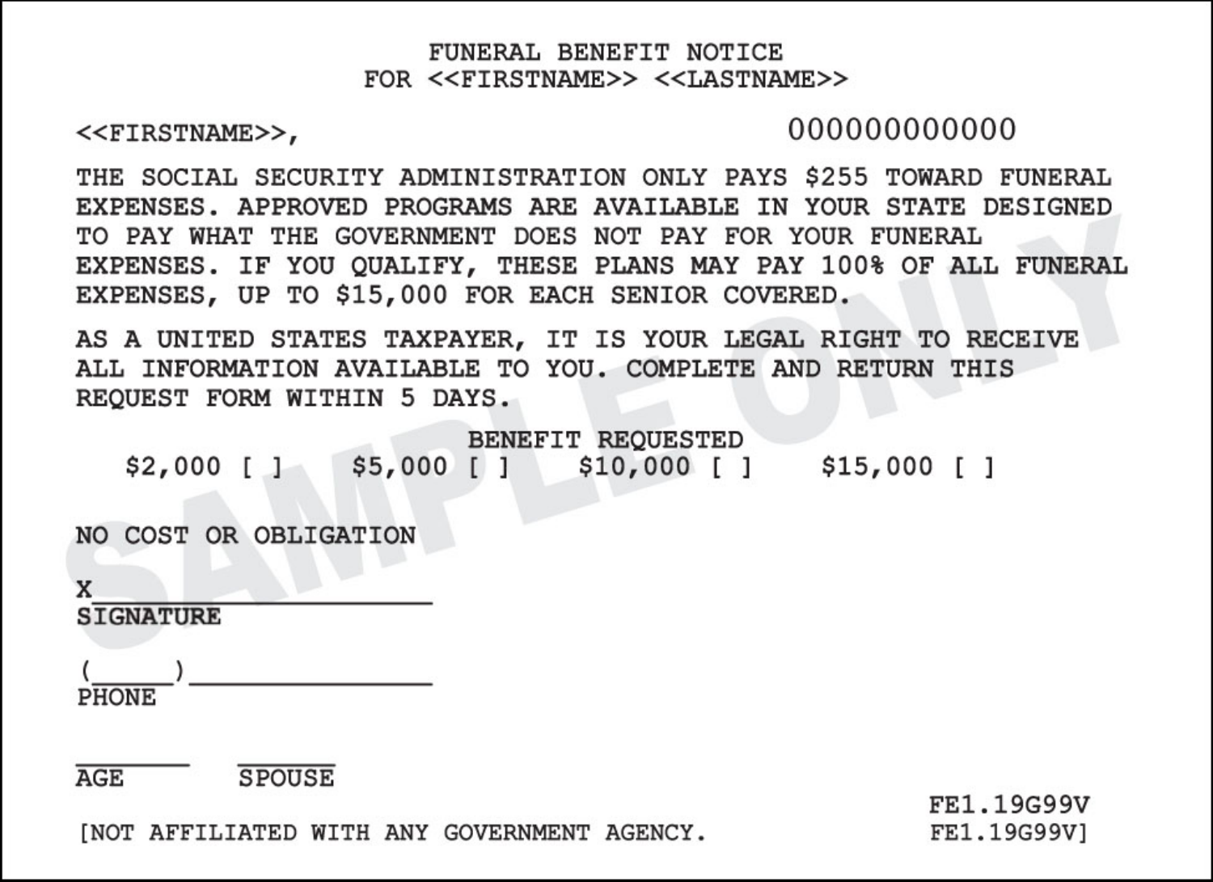# FUNERAL BENEFIT NOTICE
## FOR <<FIRSTNAME>> <<LASTNAME>>

<<FIRSTNAME>>,

000000000000

THE SOCIAL SECURITY ADMINISTRATION ONLY PAYS $255 TOWARD FUNERAL EXPENSES. APPROVED PROGRAMS ARE AVAILABLE IN YOUR STATE DESIGNED TO PAY WHAT THE GOVERNMENT DOES NOT PAY FOR YOUR FUNERAL EXPENSES. IF YOU QUALIFY, THESE PLANS MAY PAY 100% OF ALL FUNERAL EXPENSES, UP TO $15,000 FOR EACH SENIOR COVERED.

AS A UNITED STATES TAXPAYER, IT IS YOUR LEGAL RIGHT TO RECEIVE ALL INFORMATION AVAILABLE TO YOU. COMPLETE AND RETURN THIS REQUEST FORM WITHIN 5 DAYS.

BENEFIT REQUESTED

$2,000 [ ]  $5,000 [ ]  $10,000 [ ]  $15,000 [ ]

NO COST OR OBLIGATION

X_____________________
SIGNATURE

(_____)_______________
PHONE

_______  _______
AGE  SPOUSE

[NOT AFFILIATED WITH ANY GOVERNMENT AGENCY.

FE1.19G99V
FE1.19G99V]

SAMPLE ONLY